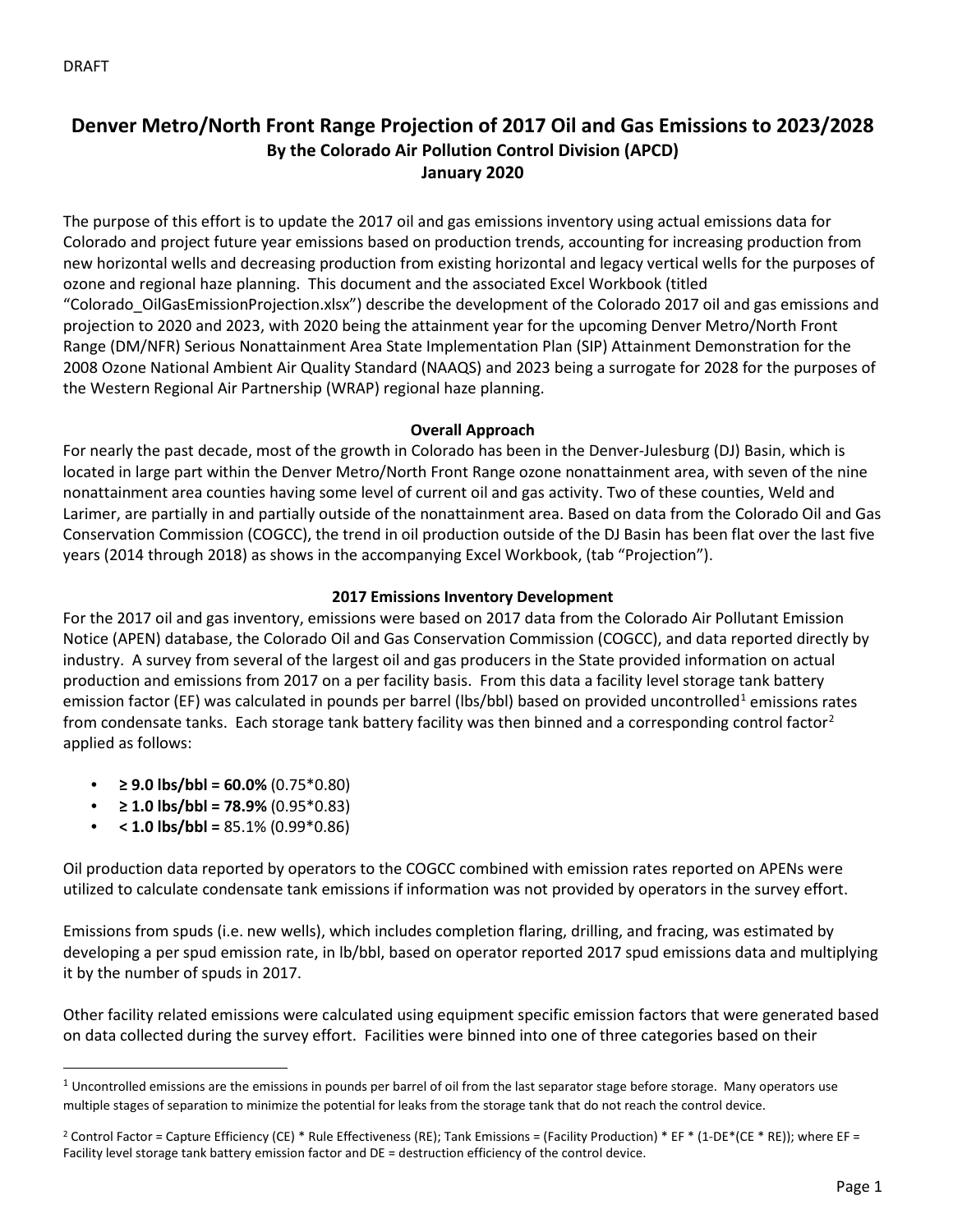DRAFT

# Denver Metro/North Front Range Projection of 2017 Oil and Gas Emissions to 2023/2028

**By the Colorado Air Pollution Control Division (APCD)**

**January 2020**

The purpose of this effort is to update the 2017 oil and gas emissions inventory using actual emissions data for Colorado and project future year emissions based on production trends, accounting for increasing production from new horizontal wells and decreasing production from existing horizontal and legacy vertical wells for the purposes of ozone and regional haze planning. This document and the associated Excel Workbook (titled "Colorado_OilGasEmissionProjection.xlsx") describe the development of the Colorado 2017 oil and gas emissions and projection to 2020 and 2023, with 2020 being the attainment year for the upcoming Denver Metro/North Front Range (DM/NFR) Serious Nonattainment Area State Implementation Plan (SIP) Attainment Demonstration for the 2008 Ozone National Ambient Air Quality Standard (NAAQS) and 2023 being a surrogate for 2028 for the purposes of the Western Regional Air Partnership (WRAP) regional haze planning.

## Overall Approach

For nearly the past decade, most of the growth in Colorado has been in the Denver-Julesburg (DJ) Basin, which is located in large part within the Denver Metro/North Front Range ozone nonattainment area, with seven of the nine nonattainment area counties having some level of current oil and gas activity. Two of these counties, Weld and Larimer, are partially in and partially outside of the nonattainment area. Based on data from the Colorado Oil and Gas Conservation Commission (COGCC), the trend in oil production outside of the DJ Basin has been flat over the last five years (2014 through 2018) as shows in the accompanying Excel Workbook, (tab "Projection").

## 2017 Emissions Inventory Development

For the 2017 oil and gas inventory, emissions were based on 2017 data from the Colorado Air Pollutant Emission Notice (APEN) database, the Colorado Oil and Gas Conservation Commission (COGCC), and data reported directly by industry. A survey from several of the largest oil and gas producers in the State provided information on actual production and emissions from 2017 on a per facility basis. From this data a facility level storage tank battery emission factor (EF) was calculated in pounds per barrel (lbs/bbl) based on provided uncontrolled[1] emissions rates from condensate tanks. Each storage tank battery facility was then binned and a corresponding control factor[2] applied as follows:

- **≥ 9.0 lbs/bbl = 60.0%** (0.75*0.80)
- **≥ 1.0 lbs/bbl = 78.9%** (0.95*0.83)
- **< 1.0 lbs/bbl =** 85.1% (0.99*0.86)

Oil production data reported by operators to the COGCC combined with emission rates reported on APENs were utilized to calculate condensate tank emissions if information was not provided by operators in the survey effort.

Emissions from spuds (i.e. new wells), which includes completion flaring, drilling, and fracing, was estimated by developing a per spud emission rate, in lb/bbl, based on operator reported 2017 spud emissions data and multiplying it by the number of spuds in 2017.

Other facility related emissions were calculated using equipment specific emission factors that were generated based on data collected during the survey effort. Facilities were binned into one of three categories based on their

---

[1] Uncontrolled emissions are the emissions in pounds per barrel of oil from the last separator stage before storage. Many operators use multiple stages of separation to minimize the potential for leaks from the storage tank that do not reach the control device.

[2] Control Factor = Capture Efficiency (CE) * Rule Effectiveness (RE); Tank Emissions = (Facility Production) * EF * (1-DE*(CE * RE)); where EF = Facility level storage tank battery emission factor and DE = destruction efficiency of the control device.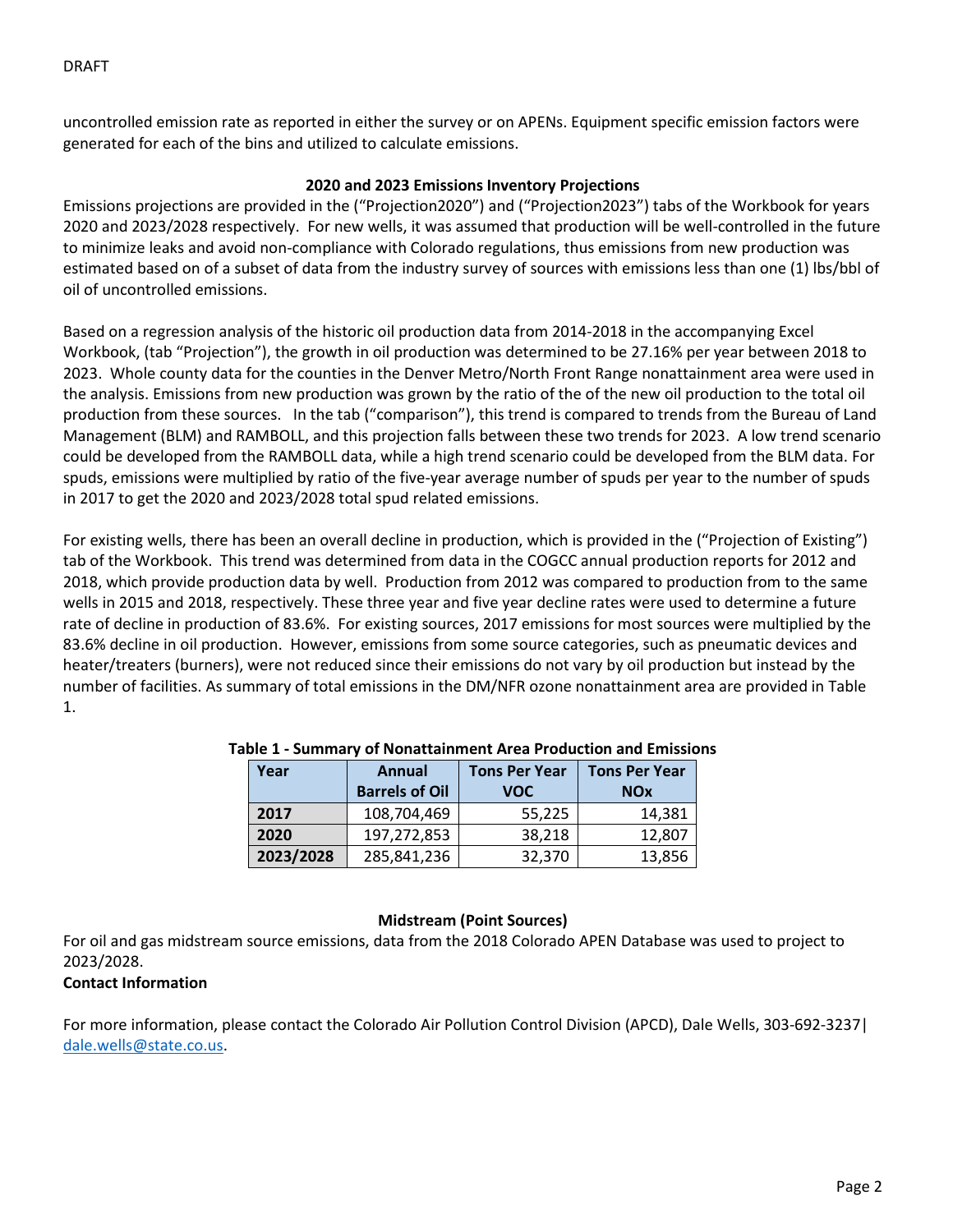DRAFT

uncontrolled emission rate as reported in either the survey or on APENs. Equipment specific emission factors were generated for each of the bins and utilized to calculate emissions.

## 2020 and 2023 Emissions Inventory Projections

Emissions projections are provided in the ("Projection2020") and ("Projection2023") tabs of the Workbook for years 2020 and 2023/2028 respectively. For new wells, it was assumed that production will be well-controlled in the future to minimize leaks and avoid non-compliance with Colorado regulations, thus emissions from new production was estimated based on of a subset of data from the industry survey of sources with emissions less than one (1) lbs/bbl of oil of uncontrolled emissions.

Based on a regression analysis of the historic oil production data from 2014-2018 in the accompanying Excel Workbook, (tab "Projection"), the growth in oil production was determined to be 27.16% per year between 2018 to 2023. Whole county data for the counties in the Denver Metro/North Front Range nonattainment area were used in the analysis. Emissions from new production was grown by the ratio of the of the new oil production to the total oil production from these sources. In the tab ("comparison"), this trend is compared to trends from the Bureau of Land Management (BLM) and RAMBOLL, and this projection falls between these two trends for 2023. A low trend scenario could be developed from the RAMBOLL data, while a high trend scenario could be developed from the BLM data. For spuds, emissions were multiplied by ratio of the five-year average number of spuds per year to the number of spuds in 2017 to get the 2020 and 2023/2028 total spud related emissions.

For existing wells, there has been an overall decline in production, which is provided in the ("Projection of Existing") tab of the Workbook. This trend was determined from data in the COGCC annual production reports for 2012 and 2018, which provide production data by well. Production from 2012 was compared to production from to the same wells in 2015 and 2018, respectively. These three year and five year decline rates were used to determine a future rate of decline in production of 83.6%. For existing sources, 2017 emissions for most sources were multiplied by the 83.6% decline in oil production. However, emissions from some source categories, such as pneumatic devices and heater/treaters (burners), were not reduced since their emissions do not vary by oil production but instead by the number of facilities. As summary of total emissions in the DM/NFR ozone nonattainment area are provided in Table 1.

**Table 1 - Summary of Nonattainment Area Production and Emissions**

| Year | Annual Barrels of Oil | Tons Per Year VOC | Tons Per Year NOx |
|---|---|---|---|
| **2017** | 108,704,469 | 55,225 | 14,381 |
| **2020** | 197,272,853 | 38,218 | 12,807 |
| **2023/2028** | 285,841,236 | 32,370 | 13,856 |

## Midstream (Point Sources)

For oil and gas midstream source emissions, data from the 2018 Colorado APEN Database was used to project to 2023/2028.

**Contact Information**

For more information, please contact the Colorado Air Pollution Control Division (APCD), Dale Wells, 303-692-3237| dale.wells@state.co.us.